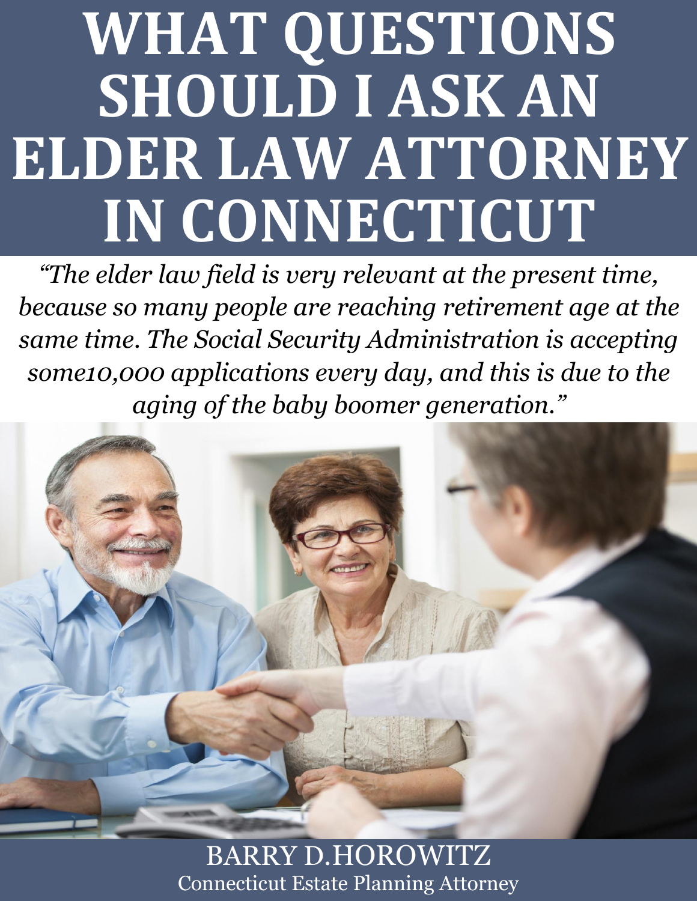# WHAT QUESTIONS SHOULD I ASK AN ELDER LAW ATTORNEY IN CONNECTICUT

*"The elder law field is very relevant at the present time, because so many people are reaching retirement age at the same time. The Social Security Administration is accepting some10,000 applications every day, and this is due to the aging of the baby boomer generation."*

BARRY D.HOROWITZ

Connecticut Estate Planning Attorney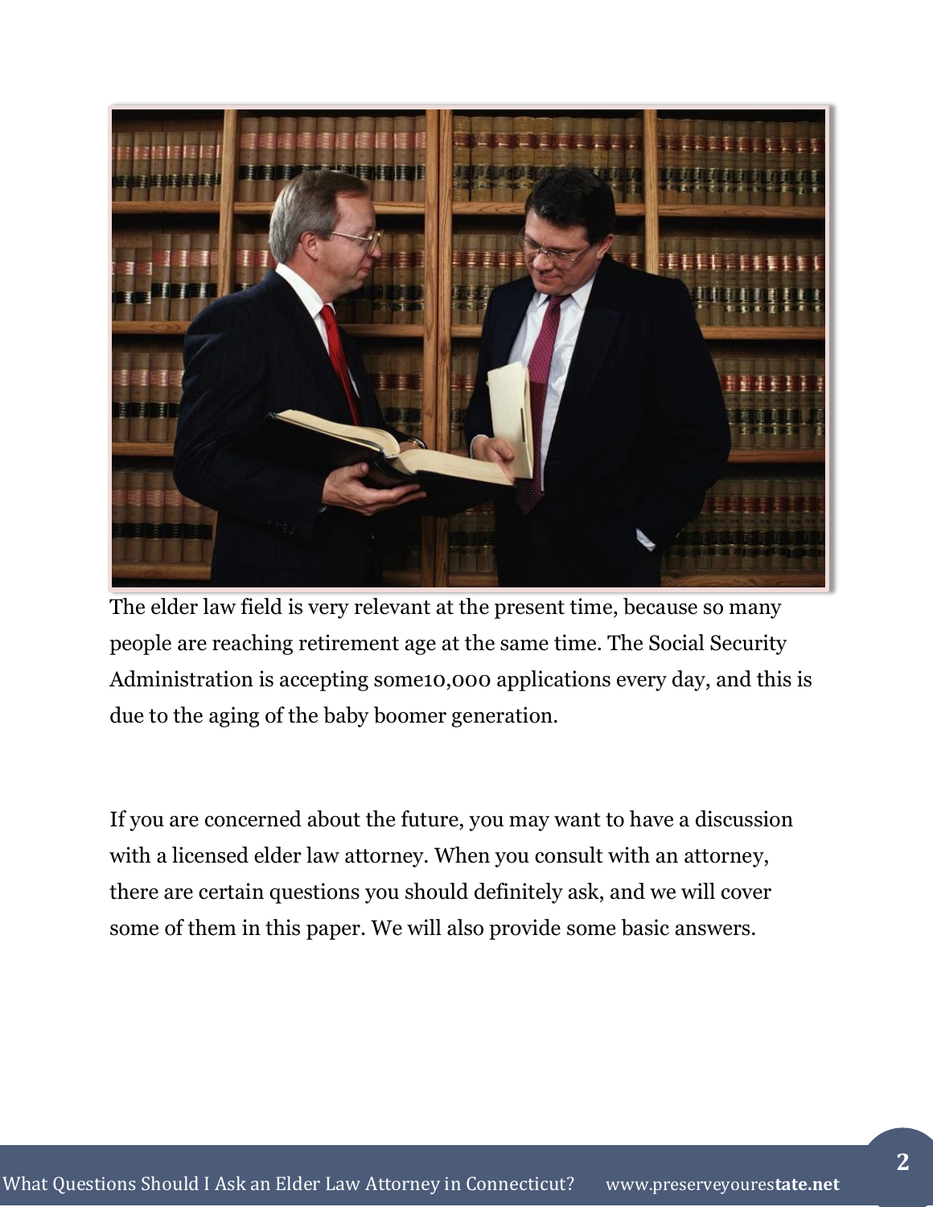The elder law field is very relevant at the present time, because so many people are reaching retirement age at the same time. The Social Security Administration is accepting some10,000 applications every day, and this is due to the aging of the baby boomer generation.

If you are concerned about the future, you may want to have a discussion with a licensed elder law attorney. When you consult with an attorney, there are certain questions you should definitely ask, and we will cover some of them in this paper. We will also provide some basic answers.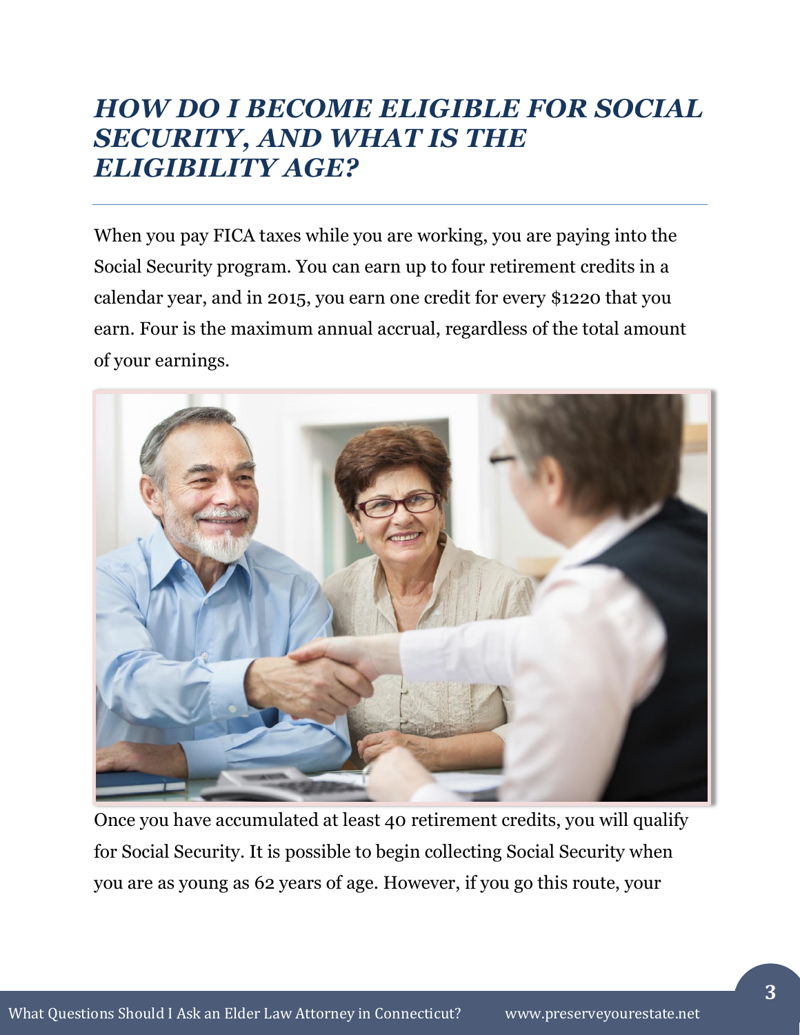## *HOW DO I BECOME ELIGIBLE FOR SOCIAL SECURITY, AND WHAT IS THE ELIGIBILITY AGE?*

When you pay FICA taxes while you are working, you are paying into the Social Security program. You can earn up to four retirement credits in a calendar year, and in 2015, you earn one credit for every $1220 that you earn. Four is the maximum annual accrual, regardless of the total amount of your earnings.

Once you have accumulated at least 40 retirement credits, you will qualify for Social Security. It is possible to begin collecting Social Security when you are as young as 62 years of age. However, if you go this route, your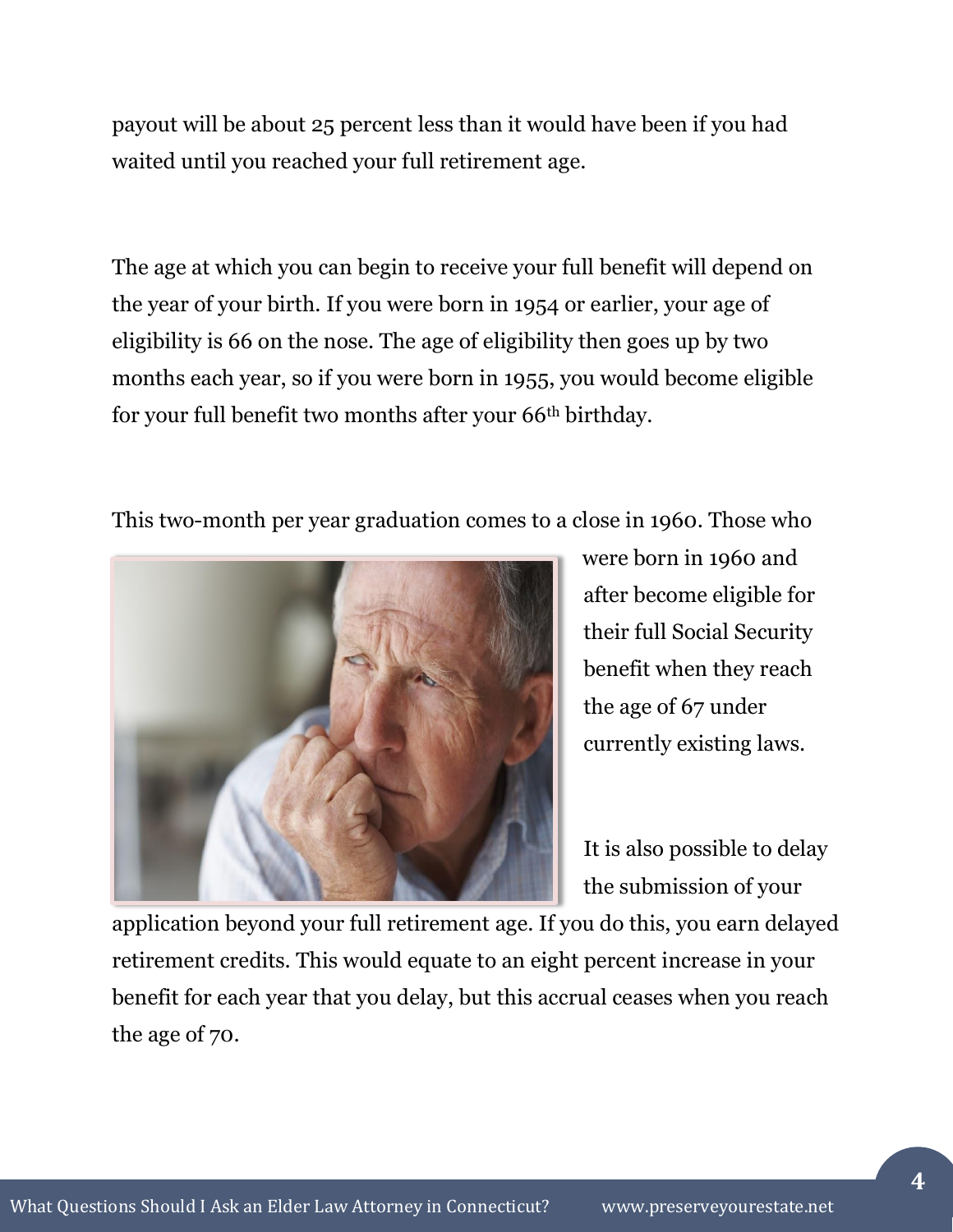payout will be about 25 percent less than it would have been if you had waited until you reached your full retirement age.

The age at which you can begin to receive your full benefit will depend on the year of your birth. If you were born in 1954 or earlier, your age of eligibility is 66 on the nose. The age of eligibility then goes up by two months each year, so if you were born in 1955, you would become eligible for your full benefit two months after your 66th birthday.

This two-month per year graduation comes to a close in 1960. Those who were born in 1960 and after become eligible for their full Social Security benefit when they reach the age of 67 under currently existing laws.

It is also possible to delay the submission of your application beyond your full retirement age. If you do this, you earn delayed retirement credits. This would equate to an eight percent increase in your benefit for each year that you delay, but this accrual ceases when you reach the age of 70.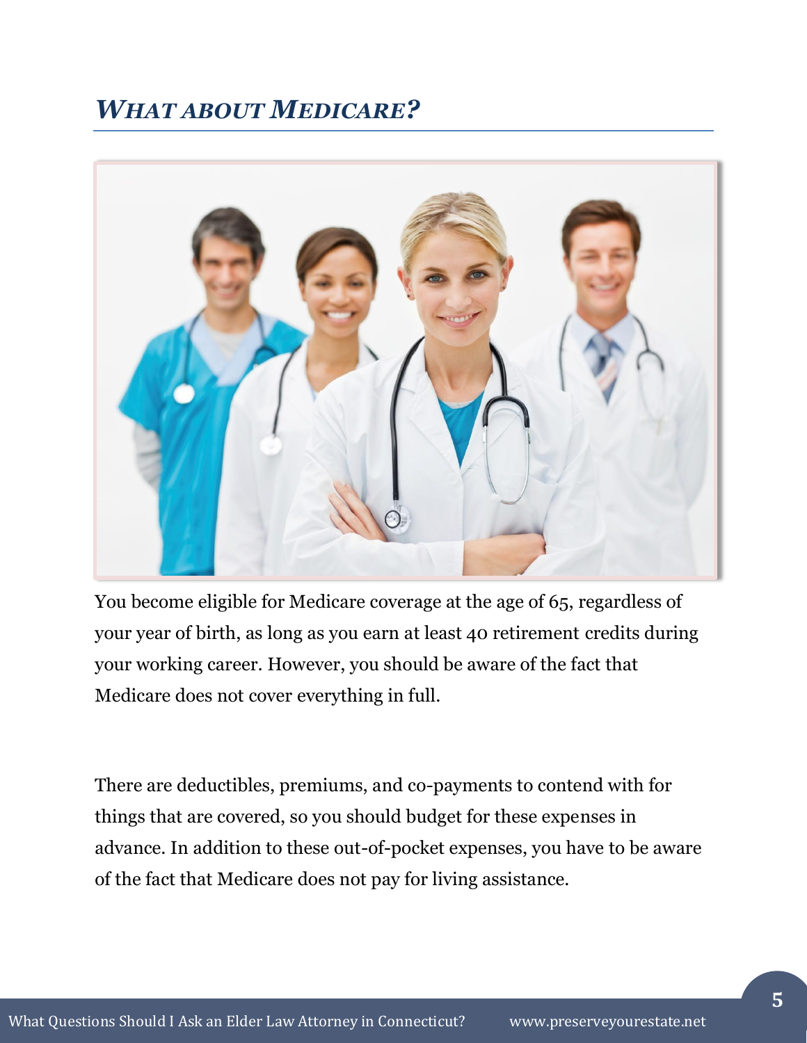## *WHAT ABOUT MEDICARE?*

You become eligible for Medicare coverage at the age of 65, regardless of your year of birth, as long as you earn at least 40 retirement credits during your working career. However, you should be aware of the fact that Medicare does not cover everything in full.

There are deductibles, premiums, and co-payments to contend with for things that are covered, so you should budget for these expenses in advance. In addition to these out-of-pocket expenses, you have to be aware of the fact that Medicare does not pay for living assistance.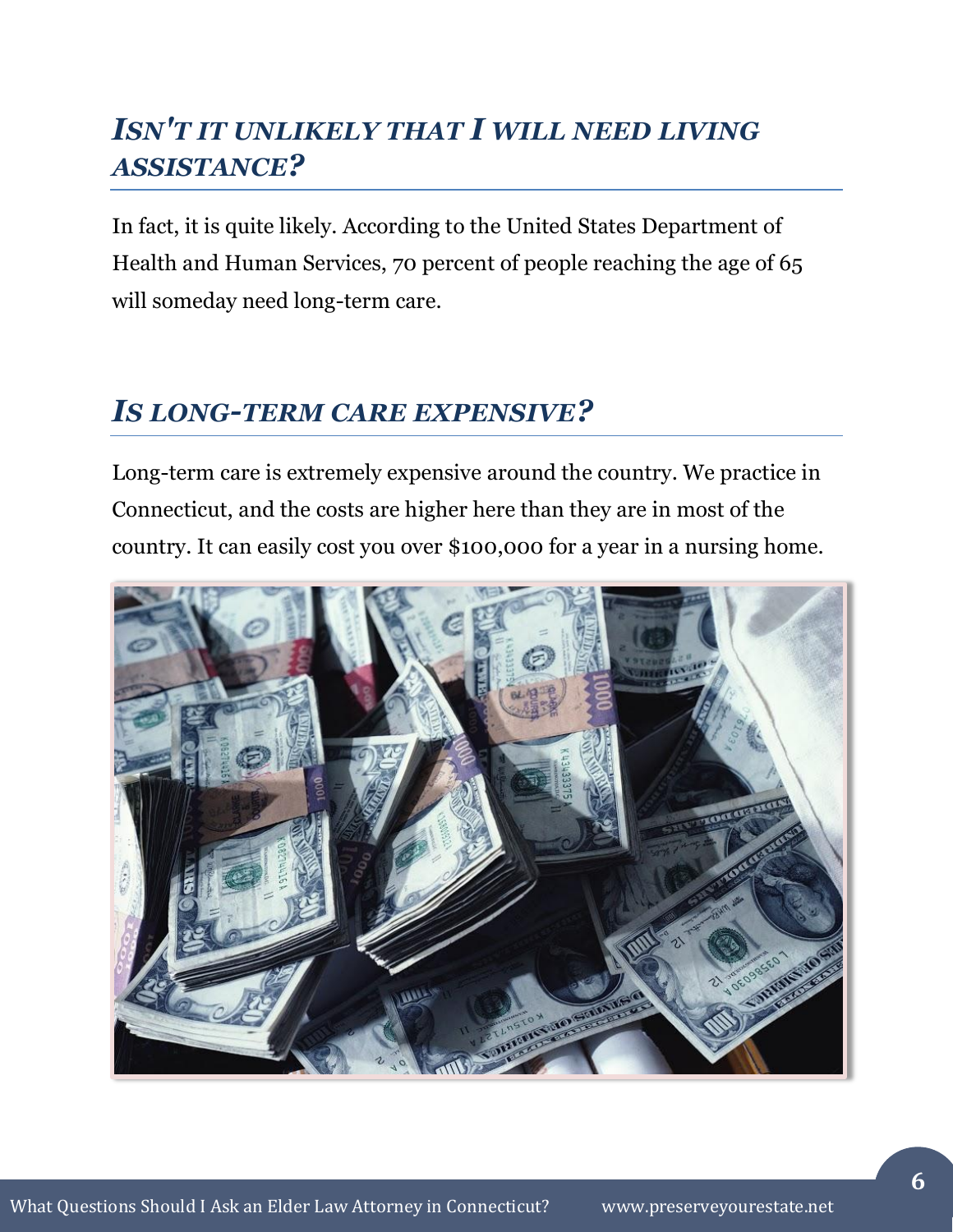## *Isn't it unlikely that I will need living assistance?*

In fact, it is quite likely. According to the United States Department of Health and Human Services, 70 percent of people reaching the age of 65 will someday need long-term care.

## *Is long-term care expensive?*

Long-term care is extremely expensive around the country. We practice in Connecticut, and the costs are higher here than they are in most of the country. It can easily cost you over $100,000 for a year in a nursing home.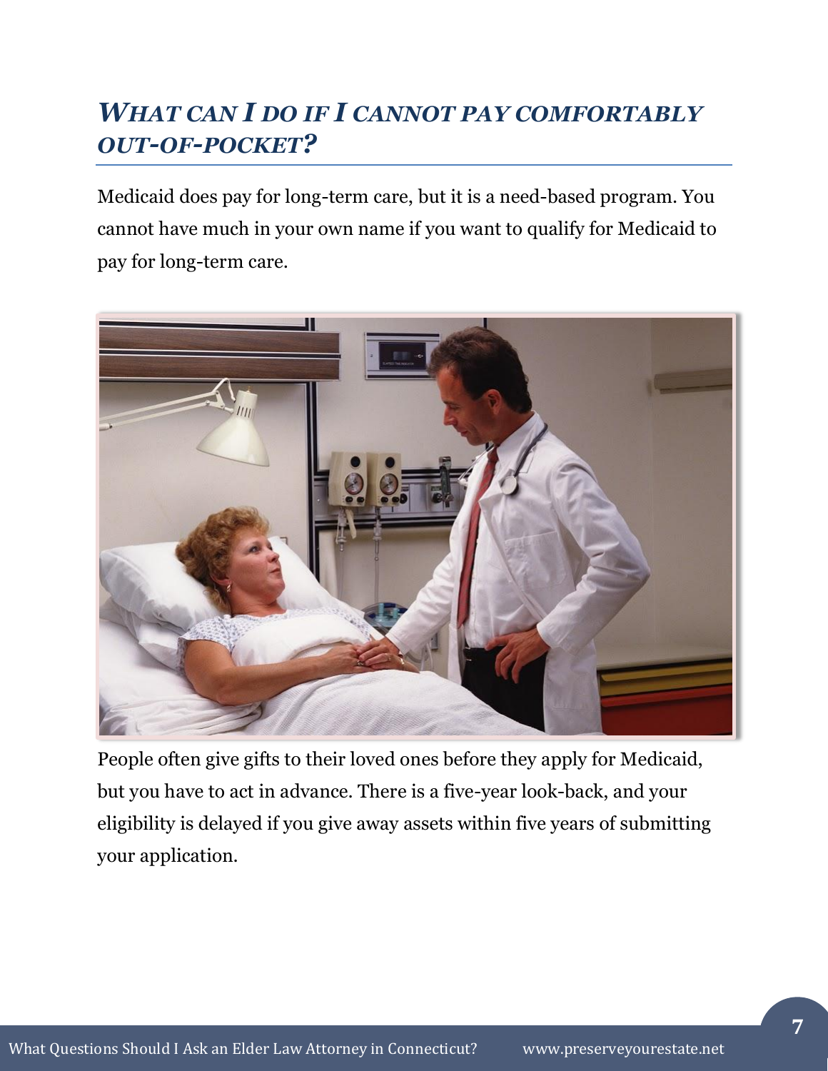## *What can I do if I cannot pay comfortably out-of-pocket?*

Medicaid does pay for long-term care, but it is a need-based program. You cannot have much in your own name if you want to qualify for Medicaid to pay for long-term care.

People often give gifts to their loved ones before they apply for Medicaid, but you have to act in advance. There is a five-year look-back, and your eligibility is delayed if you give away assets within five years of submitting your application.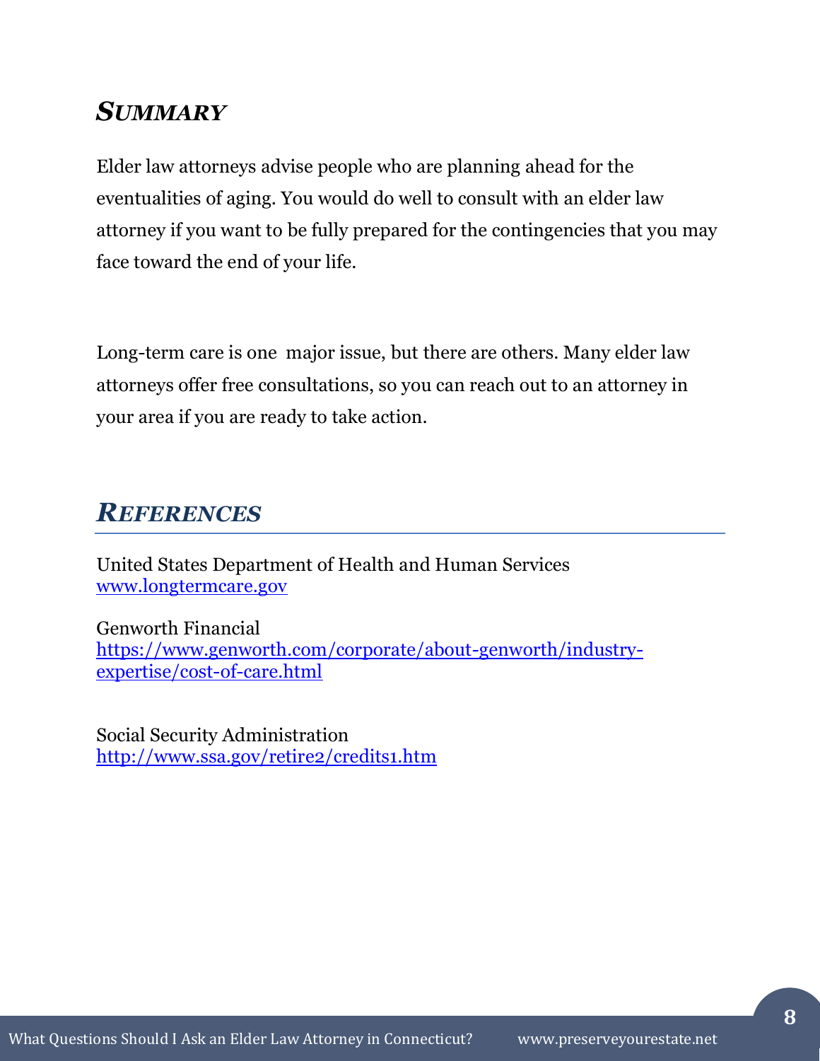## *SUMMARY*

Elder law attorneys advise people who are planning ahead for the eventualities of aging. You would do well to consult with an elder law attorney if you want to be fully prepared for the contingencies that you may face toward the end of your life.

Long-term care is one major issue, but there are others. Many elder law attorneys offer free consultations, so you can reach out to an attorney in your area if you are ready to take action.

## *REFERENCES*

United States Department of Health and Human Services
[www.longtermcare.gov](www.longtermcare.gov)

Genworth Financial
[https://www.genworth.com/corporate/about-genworth/industry-expertise/cost-of-care.html](https://www.genworth.com/corporate/about-genworth/industry-expertise/cost-of-care.html)

Social Security Administration
[http://www.ssa.gov/retire2/credits1.htm](http://www.ssa.gov/retire2/credits1.htm)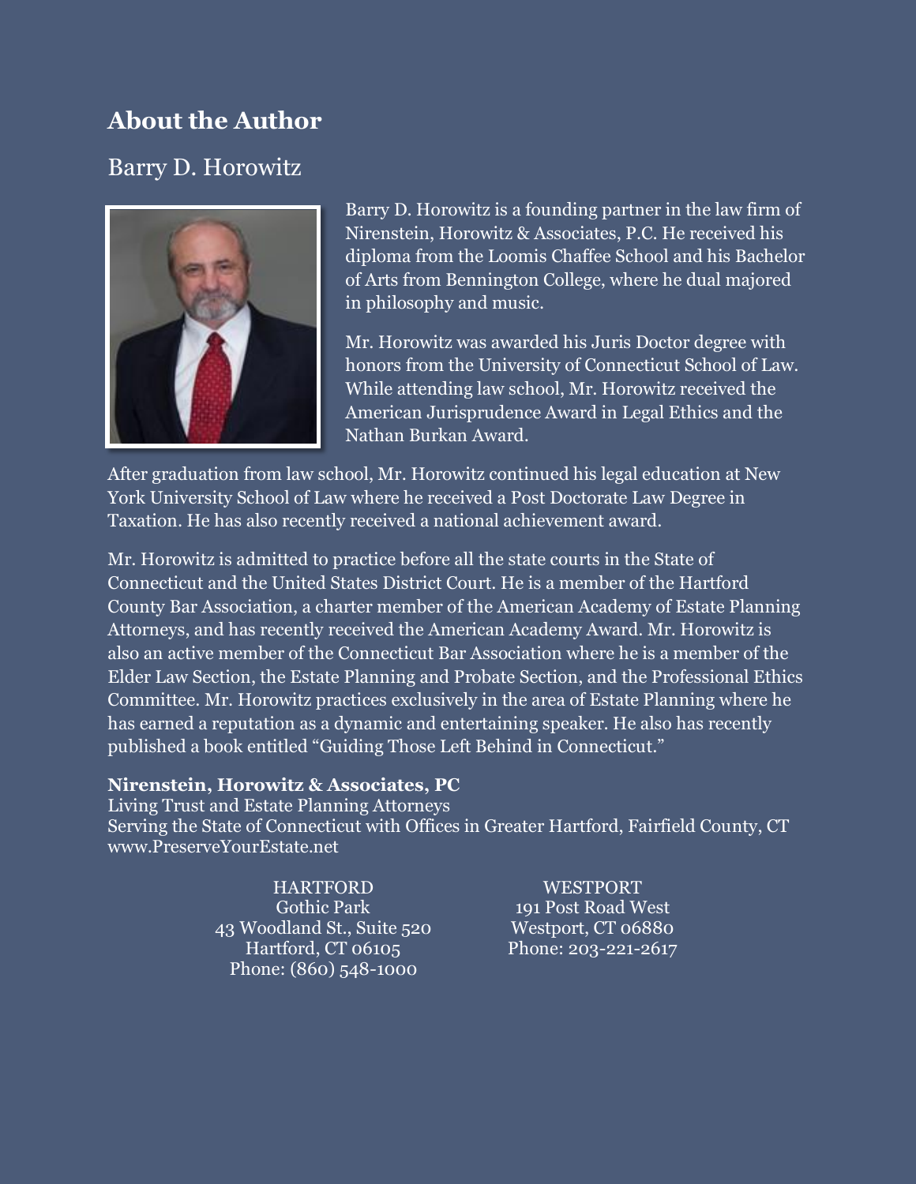## About the Author

### Barry D. Horowitz

Barry D. Horowitz is a founding partner in the law firm of Nirenstein, Horowitz & Associates, P.C. He received his diploma from the Loomis Chaffee School and his Bachelor of Arts from Bennington College, where he dual majored in philosophy and music.

Mr. Horowitz was awarded his Juris Doctor degree with honors from the University of Connecticut School of Law. While attending law school, Mr. Horowitz received the American Jurisprudence Award in Legal Ethics and the Nathan Burkan Award.

After graduation from law school, Mr. Horowitz continued his legal education at New York University School of Law where he received a Post Doctorate Law Degree in Taxation. He has also recently received a national achievement award.

Mr. Horowitz is admitted to practice before all the state courts in the State of Connecticut and the United States District Court. He is a member of the Hartford County Bar Association, a charter member of the American Academy of Estate Planning Attorneys, and has recently received the American Academy Award. Mr. Horowitz is also an active member of the Connecticut Bar Association where he is a member of the Elder Law Section, the Estate Planning and Probate Section, and the Professional Ethics Committee. Mr. Horowitz practices exclusively in the area of Estate Planning where he has earned a reputation as a dynamic and entertaining speaker. He also has recently published a book entitled "Guiding Those Left Behind in Connecticut."

**Nirenstein, Horowitz & Associates, PC**
Living Trust and Estate Planning Attorneys
Serving the State of Connecticut with Offices in Greater Hartford, Fairfield County, CT
www.PreserveYourEstate.net

HARTFORD
Gothic Park
43 Woodland St., Suite 520
Hartford, CT 06105
Phone: (860) 548-1000

WESTPORT
191 Post Road West
Westport, CT 06880
Phone: 203-221-2617